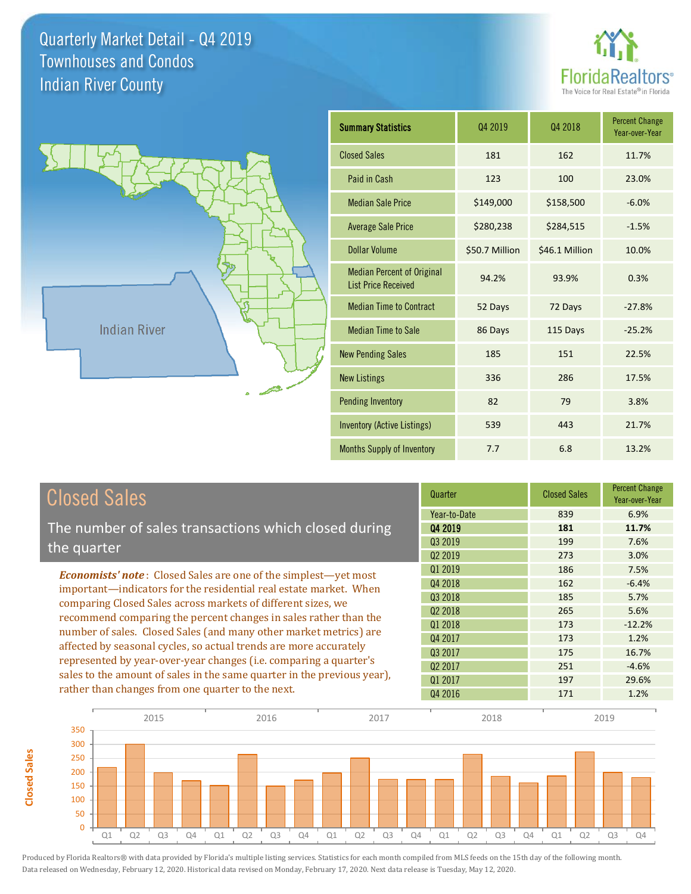# Quarterly Market Detail - Q4 2019
## Townhouses and Condos
## Indian River County

FloridaRealtors®
The Voice for Real Estate® in Florida

Indian River

| Summary Statistics | Q4 2019 | Q4 2018 | Percent Change Year-over-Year |
|---|---|---|---|
| Closed Sales | 181 | 162 | 11.7% |
| Paid in Cash | 123 | 100 | 23.0% |
| Median Sale Price | $149,000 | $158,500 | -6.0% |
| Average Sale Price | $280,238 | $284,515 | -1.5% |
| Dollar Volume | $50.7 Million | $46.1 Million | 10.0% |
| Median Percent of Original List Price Received | 94.2% | 93.9% | 0.3% |
| Median Time to Contract | 52 Days | 72 Days | -27.8% |
| Median Time to Sale | 86 Days | 115 Days | -25.2% |
| New Pending Sales | 185 | 151 | 22.5% |
| New Listings | 336 | 286 | 17.5% |
| Pending Inventory | 82 | 79 | 3.8% |
| Inventory (Active Listings) | 539 | 443 | 21.7% |
| Months Supply of Inventory | 7.7 | 6.8 | 13.2% |

## Closed Sales

The number of sales transactions which closed during the quarter

***Economists' note***: Closed Sales are one of the simplest—yet most important—indicators for the residential real estate market. When comparing Closed Sales across markets of different sizes, we recommend comparing the percent changes in sales rather than the number of sales. Closed Sales (and many other market metrics) are affected by seasonal cycles, so actual trends are more accurately represented by year-over-year changes (i.e. comparing a quarter's sales to the amount of sales in the same quarter in the previous year), rather than changes from one quarter to the next.

| Quarter | Closed Sales | Percent Change Year-over-Year |
|---|---|---|
| Year-to-Date | 839 | 6.9% |
| **Q4 2019** | **181** | **11.7%** |
| Q3 2019 | 199 | 7.6% |
| Q2 2019 | 273 | 3.0% |
| Q1 2019 | 186 | 7.5% |
| Q4 2018 | 162 | -6.4% |
| Q3 2018 | 185 | 5.7% |
| Q2 2018 | 265 | 5.6% |
| Q1 2018 | 173 | -12.2% |
| Q4 2017 | 173 | 1.2% |
| Q3 2017 | 175 | 16.7% |
| Q2 2017 | 251 | -4.6% |
| Q1 2017 | 197 | 29.6% |
| Q4 2016 | 171 | 1.2% |

Produced by Florida Realtors® with data provided by Florida's multiple listing services. Statistics for each month compiled from MLS feeds on the 15th day of the following month. Data released on Wednesday, February 12, 2020. Historical data revised on Monday, February 17, 2020. Next data release is Tuesday, May 12, 2020.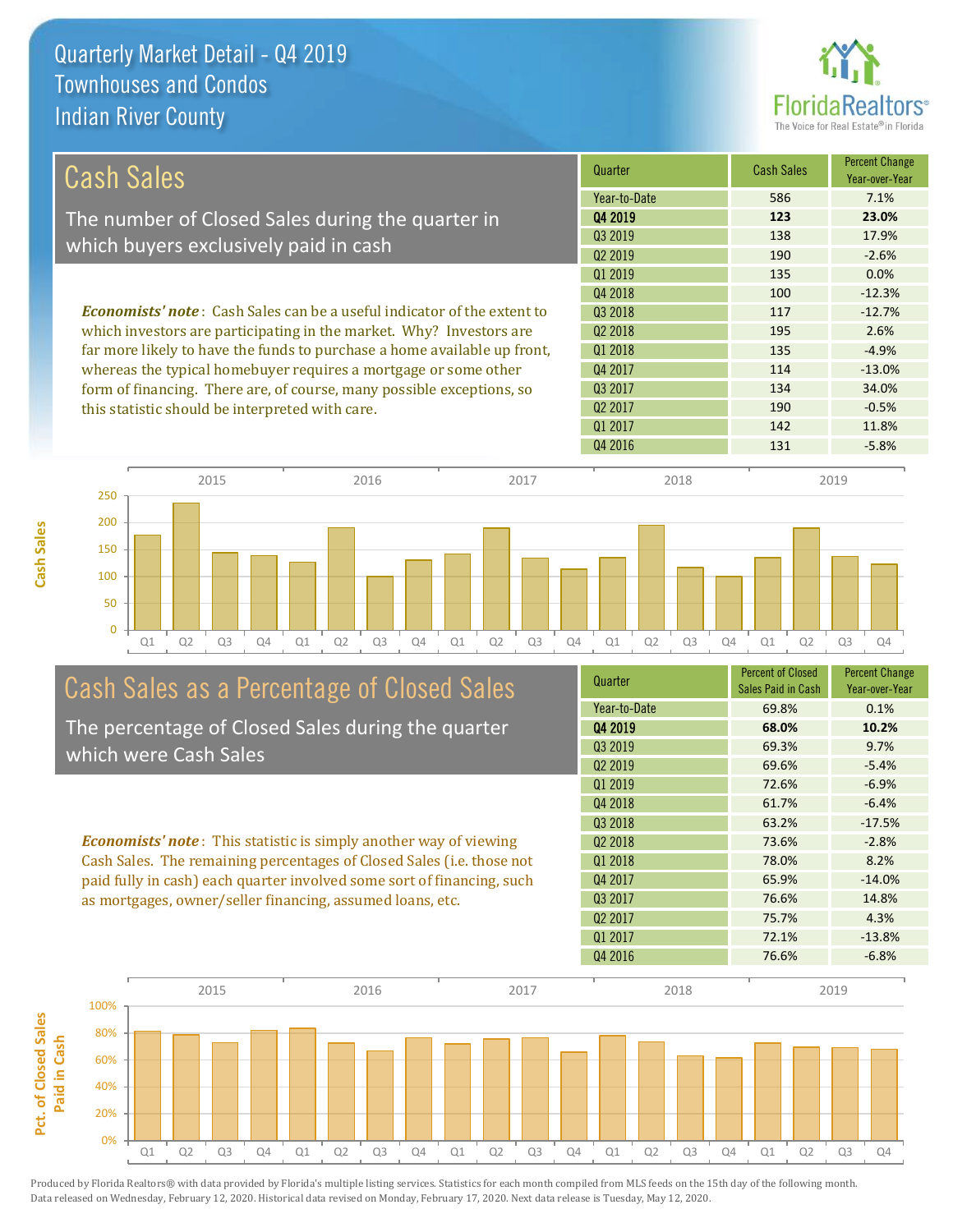# Quarterly Market Detail - Q4 2019
## Townhouses and Condos
## Indian River County

## Cash Sales

The number of Closed Sales during the quarter in which buyers exclusively paid in cash

*Economists' note*: Cash Sales can be a useful indicator of the extent to which investors are participating in the market. Why? Investors are far more likely to have the funds to purchase a home available up front, whereas the typical homebuyer requires a mortgage or some other form of financing. There are, of course, many possible exceptions, so this statistic should be interpreted with care.

| Quarter | Cash Sales | Percent Change Year-over-Year |
|---|---|---|
| Year-to-Date | 586 | 7.1% |
| **Q4 2019** | **123** | **23.0%** |
| Q3 2019 | 138 | 17.9% |
| Q2 2019 | 190 | -2.6% |
| Q1 2019 | 135 | 0.0% |
| Q4 2018 | 100 | -12.3% |
| Q3 2018 | 117 | -12.7% |
| Q2 2018 | 195 | 2.6% |
| Q1 2018 | 135 | -4.9% |
| Q4 2017 | 114 | -13.0% |
| Q3 2017 | 134 | 34.0% |
| Q2 2017 | 190 | -0.5% |
| Q1 2017 | 142 | 11.8% |
| Q4 2016 | 131 | -5.8% |

## Cash Sales as a Percentage of Closed Sales

The percentage of Closed Sales during the quarter which were Cash Sales

*Economists' note*: This statistic is simply another way of viewing Cash Sales. The remaining percentages of Closed Sales (i.e. those not paid fully in cash) each quarter involved some sort of financing, such as mortgages, owner/seller financing, assumed loans, etc.

| Quarter | Percent of Closed Sales Paid in Cash | Percent Change Year-over-Year |
|---|---|---|
| Year-to-Date | 69.8% | 0.1% |
| **Q4 2019** | **68.0%** | **10.2%** |
| Q3 2019 | 69.3% | 9.7% |
| Q2 2019 | 69.6% | -5.4% |
| Q1 2019 | 72.6% | -6.9% |
| Q4 2018 | 61.7% | -6.4% |
| Q3 2018 | 63.2% | -17.5% |
| Q2 2018 | 73.6% | -2.8% |
| Q1 2018 | 78.0% | 8.2% |
| Q4 2017 | 65.9% | -14.0% |
| Q3 2017 | 76.6% | 14.8% |
| Q2 2017 | 75.7% | 4.3% |
| Q1 2017 | 72.1% | -13.8% |
| Q4 2016 | 76.6% | -6.8% |

Produced by Florida Realtors® with data provided by Florida's multiple listing services. Statistics for each month compiled from MLS feeds on the 15th day of the following month. Data released on Wednesday, February 12, 2020. Historical data revised on Monday, February 17, 2020. Next data release is Tuesday, May 12, 2020.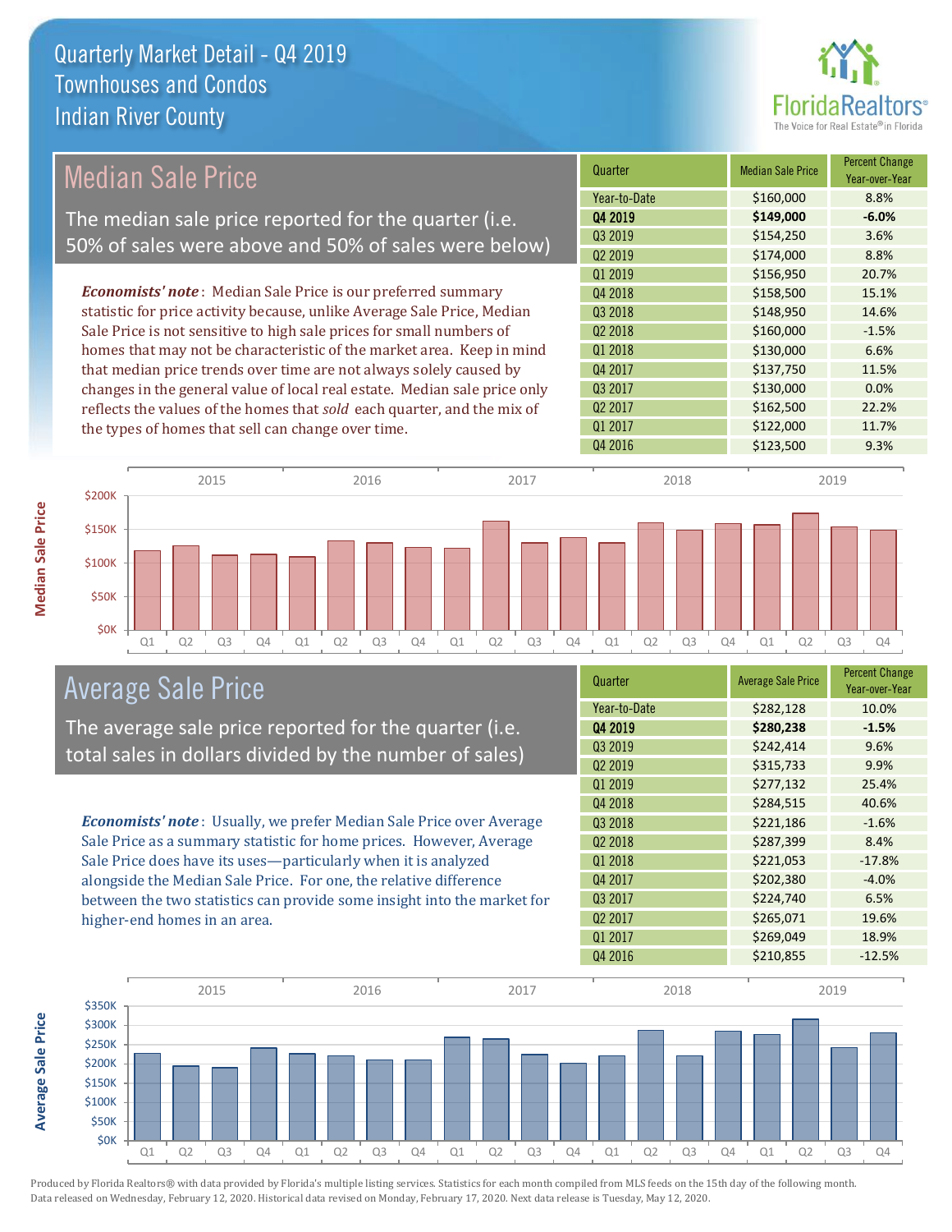# Quarterly Market Detail - Q4 2019
## Townhouses and Condos
## Indian River County

FloridaRealtors® The Voice for Real Estate® in Florida

## Median Sale Price

The median sale price reported for the quarter (i.e. 50% of sales were above and 50% of sales were below)

***Economists' note***: Median Sale Price is our preferred summary statistic for price activity because, unlike Average Sale Price, Median Sale Price is not sensitive to high sale prices for small numbers of homes that may not be characteristic of the market area. Keep in mind that median price trends over time are not always solely caused by changes in the general value of local real estate. Median sale price only reflects the values of the homes that *sold* each quarter, and the mix of the types of homes that sell can change over time.

| Quarter | Median Sale Price | Percent Change Year-over-Year |
|---|---|---|
| Year-to-Date | $160,000 | 8.8% |
| **Q4 2019** | **$149,000** | **-6.0%** |
| Q3 2019 | $154,250 | 3.6% |
| Q2 2019 | $174,000 | 8.8% |
| Q1 2019 | $156,950 | 20.7% |
| Q4 2018 | $158,500 | 15.1% |
| Q3 2018 | $148,950 | 14.6% |
| Q2 2018 | $160,000 | -1.5% |
| Q1 2018 | $130,000 | 6.6% |
| Q4 2017 | $137,750 | 11.5% |
| Q3 2017 | $130,000 | 0.0% |
| Q2 2017 | $162,500 | 22.2% |
| Q1 2017 | $122,000 | 11.7% |
| Q4 2016 | $123,500 | 9.3% |

## Average Sale Price

The average sale price reported for the quarter (i.e. total sales in dollars divided by the number of sales)

***Economists' note***: Usually, we prefer Median Sale Price over Average Sale Price as a summary statistic for home prices. However, Average Sale Price does have its uses—particularly when it is analyzed alongside the Median Sale Price. For one, the relative difference between the two statistics can provide some insight into the market for higher-end homes in an area.

| Quarter | Average Sale Price | Percent Change Year-over-Year |
|---|---|---|
| Year-to-Date | $282,128 | 10.0% |
| **Q4 2019** | **$280,238** | **-1.5%** |
| Q3 2019 | $242,414 | 9.6% |
| Q2 2019 | $315,733 | 9.9% |
| Q1 2019 | $277,132 | 25.4% |
| Q4 2018 | $284,515 | 40.6% |
| Q3 2018 | $221,186 | -1.6% |
| Q2 2018 | $287,399 | 8.4% |
| Q1 2018 | $221,053 | -17.8% |
| Q4 2017 | $202,380 | -4.0% |
| Q3 2017 | $224,740 | 6.5% |
| Q2 2017 | $265,071 | 19.6% |
| Q1 2017 | $269,049 | 18.9% |
| Q4 2016 | $210,855 | -12.5% |

Produced by Florida Realtors® with data provided by Florida's multiple listing services. Statistics for each month compiled from MLS feeds on the 15th day of the following month. Data released on Wednesday, February 12, 2020. Historical data revised on Monday, February 17, 2020. Next data release is Tuesday, May 12, 2020.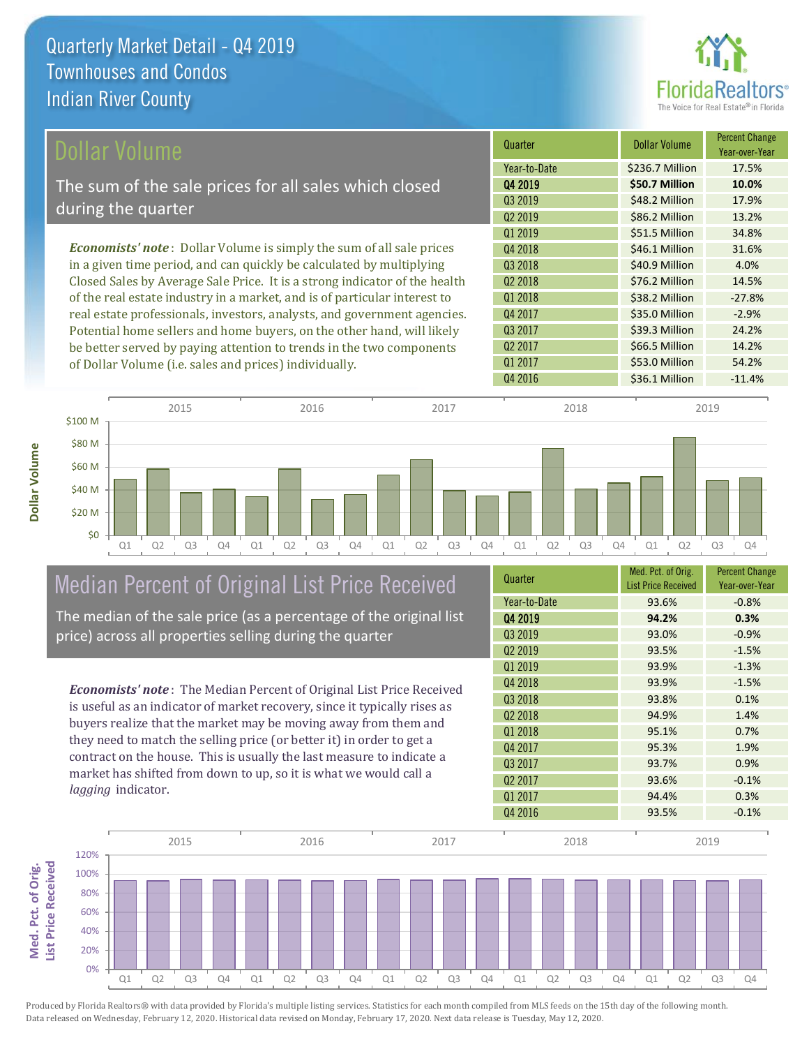# Quarterly Market Detail - Q4 2019
## Townhouses and Condos
## Indian River County

## Dollar Volume

The sum of the sale prices for all sales which closed during the quarter

*Economists' note*: Dollar Volume is simply the sum of all sale prices in a given time period, and can quickly be calculated by multiplying Closed Sales by Average Sale Price. It is a strong indicator of the health of the real estate industry in a market, and is of particular interest to real estate professionals, investors, analysts, and government agencies. Potential home sellers and home buyers, on the other hand, will likely be better served by paying attention to trends in the two components of Dollar Volume (i.e. sales and prices) individually.

| Quarter | Dollar Volume | Percent Change Year-over-Year |
|---|---|---|
| Year-to-Date | $236.7 Million | 17.5% |
| **Q4 2019** | **$50.7 Million** | **10.0%** |
| Q3 2019 | $48.2 Million | 17.9% |
| Q2 2019 | $86.2 Million | 13.2% |
| Q1 2019 | $51.5 Million | 34.8% |
| Q4 2018 | $46.1 Million | 31.6% |
| Q3 2018 | $40.9 Million | 4.0% |
| Q2 2018 | $76.2 Million | 14.5% |
| Q1 2018 | $38.2 Million | -27.8% |
| Q4 2017 | $35.0 Million | -2.9% |
| Q3 2017 | $39.3 Million | 24.2% |
| Q2 2017 | $66.5 Million | 14.2% |
| Q1 2017 | $53.0 Million | 54.2% |
| Q4 2016 | $36.1 Million | -11.4% |

## Median Percent of Original List Price Received

The median of the sale price (as a percentage of the original list price) across all properties selling during the quarter

*Economists' note*: The Median Percent of Original List Price Received is useful as an indicator of market recovery, since it typically rises as buyers realize that the market may be moving away from them and they need to match the selling price (or better it) in order to get a contract on the house. This is usually the last measure to indicate a market has shifted from down to up, so it is what we would call a *lagging* indicator.

| Quarter | Med. Pct. of Orig. List Price Received | Percent Change Year-over-Year |
|---|---|---|
| Year-to-Date | 93.6% | -0.8% |
| **Q4 2019** | **94.2%** | **0.3%** |
| Q3 2019 | 93.0% | -0.9% |
| Q2 2019 | 93.5% | -1.5% |
| Q1 2019 | 93.9% | -1.3% |
| Q4 2018 | 93.9% | -1.5% |
| Q3 2018 | 93.8% | 0.1% |
| Q2 2018 | 94.9% | 1.4% |
| Q1 2018 | 95.1% | 0.7% |
| Q4 2017 | 95.3% | 1.9% |
| Q3 2017 | 93.7% | 0.9% |
| Q2 2017 | 93.6% | -0.1% |
| Q1 2017 | 94.4% | 0.3% |
| Q4 2016 | 93.5% | -0.1% |

Produced by Florida Realtors® with data provided by Florida's multiple listing services. Statistics for each month compiled from MLS feeds on the 15th day of the following month. Data released on Wednesday, February 12, 2020. Historical data revised on Monday, February 17, 2020. Next data release is Tuesday, May 12, 2020.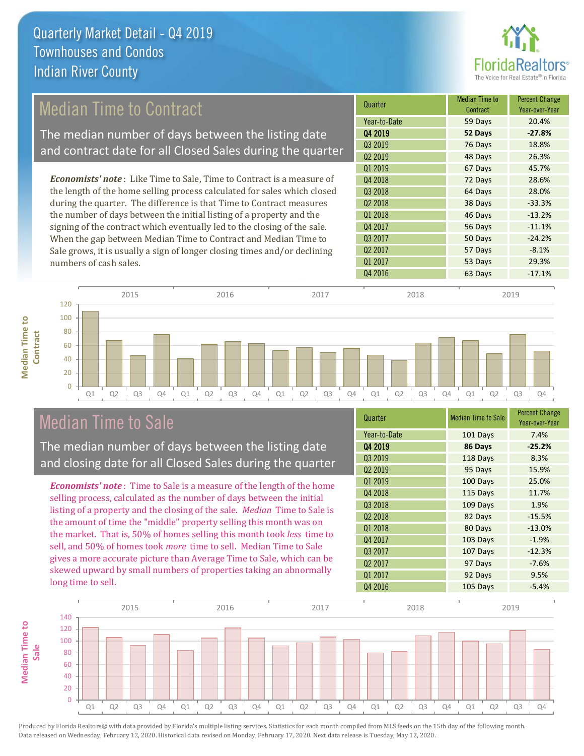# Quarterly Market Detail - Q4 2019
## Townhouses and Condos
## Indian River County

## Median Time to Contract

The median number of days between the listing date and contract date for all Closed Sales during the quarter

*Economists' note*: Like Time to Sale, Time to Contract is a measure of the length of the home selling process calculated for sales which closed during the quarter. The difference is that Time to Contract measures the number of days between the initial listing of a property and the signing of the contract which eventually led to the closing of the sale. When the gap between Median Time to Contract and Median Time to Sale grows, it is usually a sign of longer closing times and/or declining numbers of cash sales.

| Quarter | Median Time to Contract | Percent Change Year-over-Year |
|---|---|---|
| Year-to-Date | 59 Days | 20.4% |
| **Q4 2019** | **52 Days** | **-27.8%** |
| Q3 2019 | 76 Days | 18.8% |
| Q2 2019 | 48 Days | 26.3% |
| Q1 2019 | 67 Days | 45.7% |
| Q4 2018 | 72 Days | 28.6% |
| Q3 2018 | 64 Days | 28.0% |
| Q2 2018 | 38 Days | -33.3% |
| Q1 2018 | 46 Days | -13.2% |
| Q4 2017 | 56 Days | -11.1% |
| Q3 2017 | 50 Days | -24.2% |
| Q2 2017 | 57 Days | -8.1% |
| Q1 2017 | 53 Days | 29.3% |
| Q4 2016 | 63 Days | -17.1% |

## Median Time to Sale

The median number of days between the listing date and closing date for all Closed Sales during the quarter

*Economists' note*: Time to Sale is a measure of the length of the home selling process, calculated as the number of days between the initial listing of a property and the closing of the sale. *Median* Time to Sale is the amount of time the "middle" property selling this month was on the market. That is, 50% of homes selling this month took *less* time to sell, and 50% of homes took *more* time to sell. Median Time to Sale gives a more accurate picture than Average Time to Sale, which can be skewed upward by small numbers of properties taking an abnormally long time to sell.

| Quarter | Median Time to Sale | Percent Change Year-over-Year |
|---|---|---|
| Year-to-Date | 101 Days | 7.4% |
| **Q4 2019** | **86 Days** | **-25.2%** |
| Q3 2019 | 118 Days | 8.3% |
| Q2 2019 | 95 Days | 15.9% |
| Q1 2019 | 100 Days | 25.0% |
| Q4 2018 | 115 Days | 11.7% |
| Q3 2018 | 109 Days | 1.9% |
| Q2 2018 | 82 Days | -15.5% |
| Q1 2018 | 80 Days | -13.0% |
| Q4 2017 | 103 Days | -1.9% |
| Q3 2017 | 107 Days | -12.3% |
| Q2 2017 | 97 Days | -7.6% |
| Q1 2017 | 92 Days | 9.5% |
| Q4 2016 | 105 Days | -5.4% |

Produced by Florida Realtors® with data provided by Florida's multiple listing services. Statistics for each month compiled from MLS feeds on the 15th day of the following month. Data released on Wednesday, February 12, 2020. Historical data revised on Monday, February 17, 2020. Next data release is Tuesday, May 12, 2020.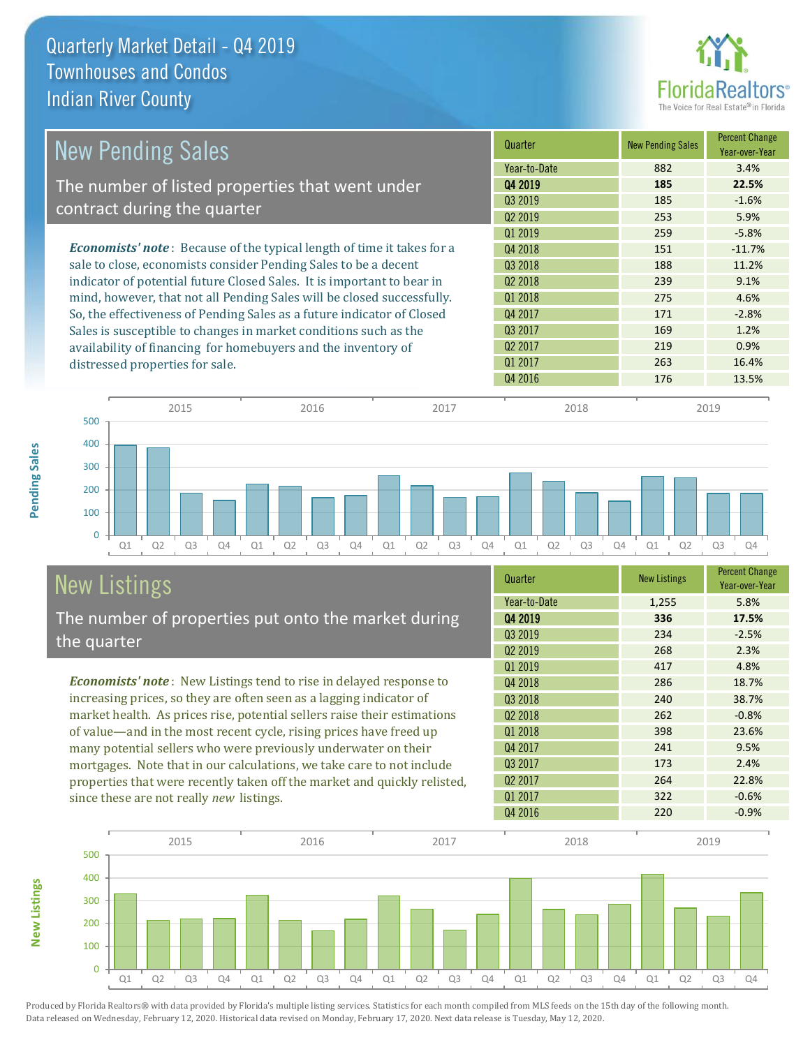# Quarterly Market Detail - Q4 2019
## Townhouses and Condos
## Indian River County

## New Pending Sales

The number of listed properties that went under contract during the quarter

*Economists' note*: Because of the typical length of time it takes for a sale to close, economists consider Pending Sales to be a decent indicator of potential future Closed Sales. It is important to bear in mind, however, that not all Pending Sales will be closed successfully. So, the effectiveness of Pending Sales as a future indicator of Closed Sales is susceptible to changes in market conditions such as the availability of financing for homebuyers and the inventory of distressed properties for sale.

| Quarter | New Pending Sales | Percent Change Year-over-Year |
|---|---|---|
| Year-to-Date | 882 | 3.4% |
| **Q4 2019** | **185** | **22.5%** |
| Q3 2019 | 185 | -1.6% |
| Q2 2019 | 253 | 5.9% |
| Q1 2019 | 259 | -5.8% |
| Q4 2018 | 151 | -11.7% |
| Q3 2018 | 188 | 11.2% |
| Q2 2018 | 239 | 9.1% |
| Q1 2018 | 275 | 4.6% |
| Q4 2017 | 171 | -2.8% |
| Q3 2017 | 169 | 1.2% |
| Q2 2017 | 219 | 0.9% |
| Q1 2017 | 263 | 16.4% |
| Q4 2016 | 176 | 13.5% |

## New Listings

The number of properties put onto the market during the quarter

*Economists' note*: New Listings tend to rise in delayed response to increasing prices, so they are often seen as a lagging indicator of market health. As prices rise, potential sellers raise their estimations of value—and in the most recent cycle, rising prices have freed up many potential sellers who were previously underwater on their mortgages. Note that in our calculations, we take care to not include properties that were recently taken off the market and quickly relisted, since these are not really *new* listings.

| Quarter | New Listings | Percent Change Year-over-Year |
|---|---|---|
| Year-to-Date | 1,255 | 5.8% |
| **Q4 2019** | **336** | **17.5%** |
| Q3 2019 | 234 | -2.5% |
| Q2 2019 | 268 | 2.3% |
| Q1 2019 | 417 | 4.8% |
| Q4 2018 | 286 | 18.7% |
| Q3 2018 | 240 | 38.7% |
| Q2 2018 | 262 | -0.8% |
| Q1 2018 | 398 | 23.6% |
| Q4 2017 | 241 | 9.5% |
| Q3 2017 | 173 | 2.4% |
| Q2 2017 | 264 | 22.8% |
| Q1 2017 | 322 | -0.6% |
| Q4 2016 | 220 | -0.9% |

Produced by Florida Realtors® with data provided by Florida's multiple listing services. Statistics for each month compiled from MLS feeds on the 15th day of the following month. Data released on Wednesday, February 12, 2020. Historical data revised on Monday, February 17, 2020. Next data release is Tuesday, May 12, 2020.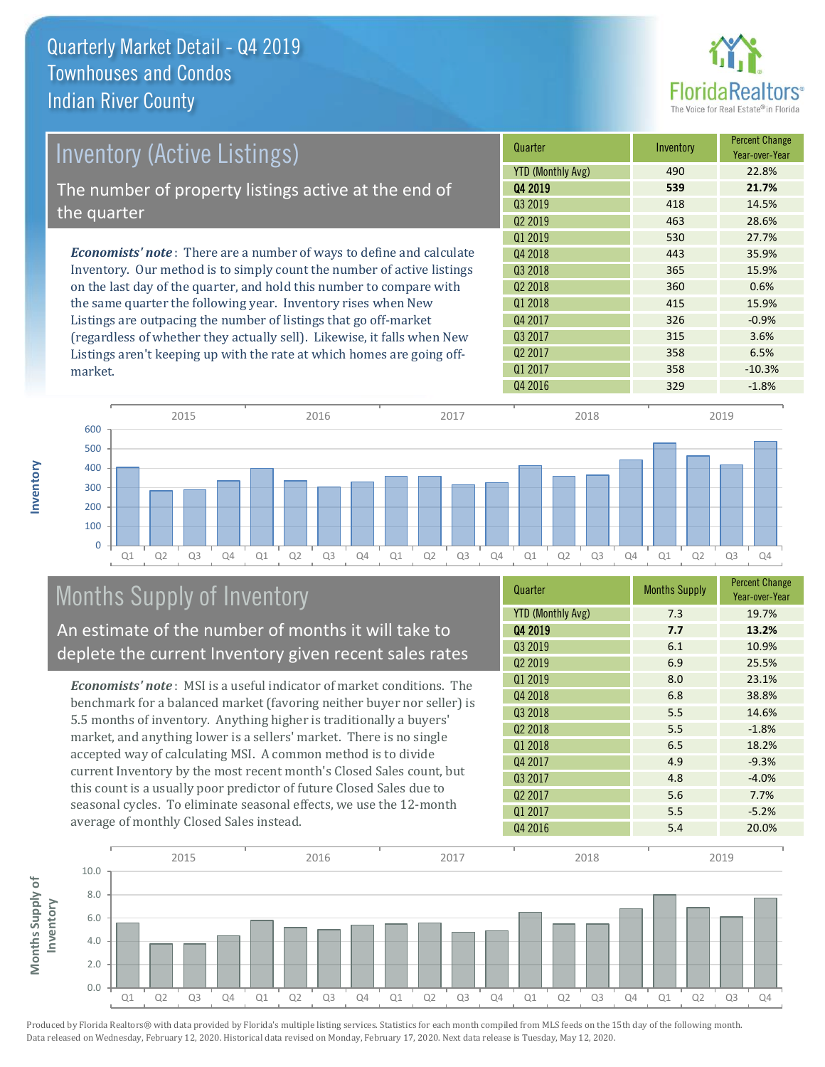# Quarterly Market Detail - Q4 2019
## Townhouses and Condos
## Indian River County

## Inventory (Active Listings)

The number of property listings active at the end of the quarter

***Economists' note***: There are a number of ways to define and calculate Inventory. Our method is to simply count the number of active listings on the last day of the quarter, and hold this number to compare with the same quarter the following year. Inventory rises when New Listings are outpacing the number of listings that go off-market (regardless of whether they actually sell). Likewise, it falls when New Listings aren't keeping up with the rate at which homes are going off-market.

| Quarter | Inventory | Percent Change Year-over-Year |
|---|---|---|
| YTD (Monthly Avg) | 490 | 22.8% |
| **Q4 2019** | **539** | **21.7%** |
| Q3 2019 | 418 | 14.5% |
| Q2 2019 | 463 | 28.6% |
| Q1 2019 | 530 | 27.7% |
| Q4 2018 | 443 | 35.9% |
| Q3 2018 | 365 | 15.9% |
| Q2 2018 | 360 | 0.6% |
| Q1 2018 | 415 | 15.9% |
| Q4 2017 | 326 | -0.9% |
| Q3 2017 | 315 | 3.6% |
| Q2 2017 | 358 | 6.5% |
| Q1 2017 | 358 | -10.3% |
| Q4 2016 | 329 | -1.8% |

## Months Supply of Inventory

An estimate of the number of months it will take to deplete the current Inventory given recent sales rates

***Economists' note***: MSI is a useful indicator of market conditions. The benchmark for a balanced market (favoring neither buyer nor seller) is 5.5 months of inventory. Anything higher is traditionally a buyers' market, and anything lower is a sellers' market. There is no single accepted way of calculating MSI. A common method is to divide current Inventory by the most recent month's Closed Sales count, but this count is a usually poor predictor of future Closed Sales due to seasonal cycles. To eliminate seasonal effects, we use the 12-month average of monthly Closed Sales instead.

| Quarter | Months Supply | Percent Change Year-over-Year |
|---|---|---|
| YTD (Monthly Avg) | 7.3 | 19.7% |
| **Q4 2019** | **7.7** | **13.2%** |
| Q3 2019 | 6.1 | 10.9% |
| Q2 2019 | 6.9 | 25.5% |
| Q1 2019 | 8.0 | 23.1% |
| Q4 2018 | 6.8 | 38.8% |
| Q3 2018 | 5.5 | 14.6% |
| Q2 2018 | 5.5 | -1.8% |
| Q1 2018 | 6.5 | 18.2% |
| Q4 2017 | 4.9 | -9.3% |
| Q3 2017 | 4.8 | -4.0% |
| Q2 2017 | 5.6 | 7.7% |
| Q1 2017 | 5.5 | -5.2% |
| Q4 2016 | 5.4 | 20.0% |

Produced by Florida Realtors® with data provided by Florida's multiple listing services. Statistics for each month compiled from MLS feeds on the 15th day of the following month. Data released on Wednesday, February 12, 2020. Historical data revised on Monday, February 17, 2020. Next data release is Tuesday, May 12, 2020.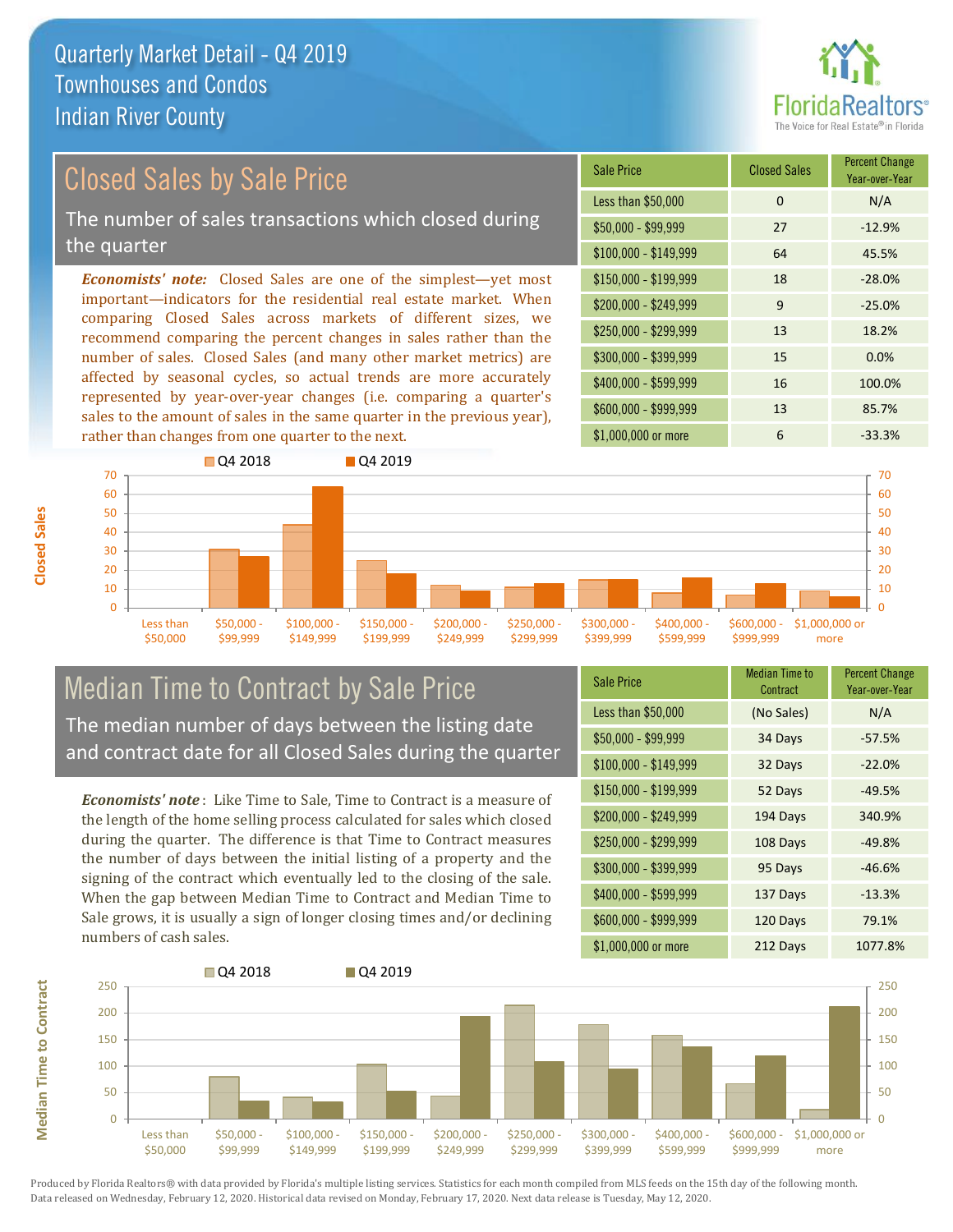# Quarterly Market Detail - Q4 2019
## Townhouses and Condos
## Indian River County

## Closed Sales by Sale Price

The number of sales transactions which closed during the quarter

*Economists' note:* Closed Sales are one of the simplest—yet most important—indicators for the residential real estate market. When comparing Closed Sales across markets of different sizes, we recommend comparing the percent changes in sales rather than the number of sales. Closed Sales (and many other market metrics) are affected by seasonal cycles, so actual trends are more accurately represented by year-over-year changes (i.e. comparing a quarter's sales to the amount of sales in the same quarter in the previous year), rather than changes from one quarter to the next.

| Sale Price | Closed Sales | Percent Change Year-over-Year |
|---|---|---|
| Less than $50,000 | 0 | N/A |
| $50,000 - $99,999 | 27 | -12.9% |
| $100,000 - $149,999 | 64 | 45.5% |
| $150,000 - $199,999 | 18 | -28.0% |
| $200,000 - $249,999 | 9 | -25.0% |
| $250,000 - $299,999 | 13 | 18.2% |
| $300,000 - $399,999 | 15 | 0.0% |
| $400,000 - $599,999 | 16 | 100.0% |
| $600,000 - $999,999 | 13 | 85.7% |
| $1,000,000 or more | 6 | -33.3% |

## Median Time to Contract by Sale Price

The median number of days between the listing date and contract date for all Closed Sales during the quarter

*Economists' note*: Like Time to Sale, Time to Contract is a measure of the length of the home selling process calculated for sales which closed during the quarter. The difference is that Time to Contract measures the number of days between the initial listing of a property and the signing of the contract which eventually led to the closing of the sale. When the gap between Median Time to Contract and Median Time to Sale grows, it is usually a sign of longer closing times and/or declining numbers of cash sales.

| Sale Price | Median Time to Contract | Percent Change Year-over-Year |
|---|---|---|
| Less than $50,000 | (No Sales) | N/A |
| $50,000 - $99,999 | 34 Days | -57.5% |
| $100,000 - $149,999 | 32 Days | -22.0% |
| $150,000 - $199,999 | 52 Days | -49.5% |
| $200,000 - $249,999 | 194 Days | 340.9% |
| $250,000 - $299,999 | 108 Days | -49.8% |
| $300,000 - $399,999 | 95 Days | -46.6% |
| $400,000 - $599,999 | 137 Days | -13.3% |
| $600,000 - $999,999 | 120 Days | 79.1% |
| $1,000,000 or more | 212 Days | 1077.8% |

Produced by Florida Realtors® with data provided by Florida's multiple listing services. Statistics for each month compiled from MLS feeds on the 15th day of the following month. Data released on Wednesday, February 12, 2020. Historical data revised on Monday, February 17, 2020. Next data release is Tuesday, May 12, 2020.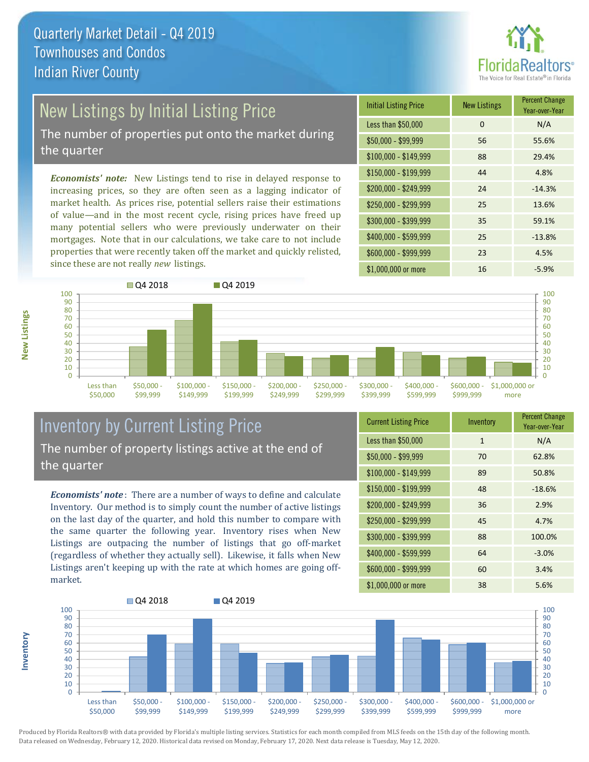# Quarterly Market Detail - Q4 2019
## Townhouses and Condos
## Indian River County

## New Listings by Initial Listing Price

The number of properties put onto the market during the quarter

*Economists' note:* New Listings tend to rise in delayed response to increasing prices, so they are often seen as a lagging indicator of market health. As prices rise, potential sellers raise their estimations of value—and in the most recent cycle, rising prices have freed up many potential sellers who were previously underwater on their mortgages. Note that in our calculations, we take care to not include properties that were recently taken off the market and quickly relisted, since these are not really *new* listings.

| Initial Listing Price | New Listings | Percent Change Year-over-Year |
|---|---|---|
| Less than $50,000 | 0 | N/A |
| $50,000 - $99,999 | 56 | 55.6% |
| $100,000 - $149,999 | 88 | 29.4% |
| $150,000 - $199,999 | 44 | 4.8% |
| $200,000 - $249,999 | 24 | -14.3% |
| $250,000 - $299,999 | 25 | 13.6% |
| $300,000 - $399,999 | 35 | 59.1% |
| $400,000 - $599,999 | 25 | -13.8% |
| $600,000 - $999,999 | 23 | 4.5% |
| $1,000,000 or more | 16 | -5.9% |

## Inventory by Current Listing Price

The number of property listings active at the end of the quarter

*Economists' note*: There are a number of ways to define and calculate Inventory. Our method is to simply count the number of active listings on the last day of the quarter, and hold this number to compare with the same quarter the following year. Inventory rises when New Listings are outpacing the number of listings that go off-market (regardless of whether they actually sell). Likewise, it falls when New Listings aren't keeping up with the rate at which homes are going off-market.

| Current Listing Price | Inventory | Percent Change Year-over-Year |
|---|---|---|
| Less than $50,000 | 1 | N/A |
| $50,000 - $99,999 | 70 | 62.8% |
| $100,000 - $149,999 | 89 | 50.8% |
| $150,000 - $199,999 | 48 | -18.6% |
| $200,000 - $249,999 | 36 | 2.9% |
| $250,000 - $299,999 | 45 | 4.7% |
| $300,000 - $399,999 | 88 | 100.0% |
| $400,000 - $599,999 | 64 | -3.0% |
| $600,000 - $999,999 | 60 | 3.4% |
| $1,000,000 or more | 38 | 5.6% |

Produced by Florida Realtors® with data provided by Florida's multiple listing services. Statistics for each month compiled from MLS feeds on the 15th day of the following month. Data released on Wednesday, February 12, 2020. Historical data revised on Monday, February 17, 2020. Next data release is Tuesday, May 12, 2020.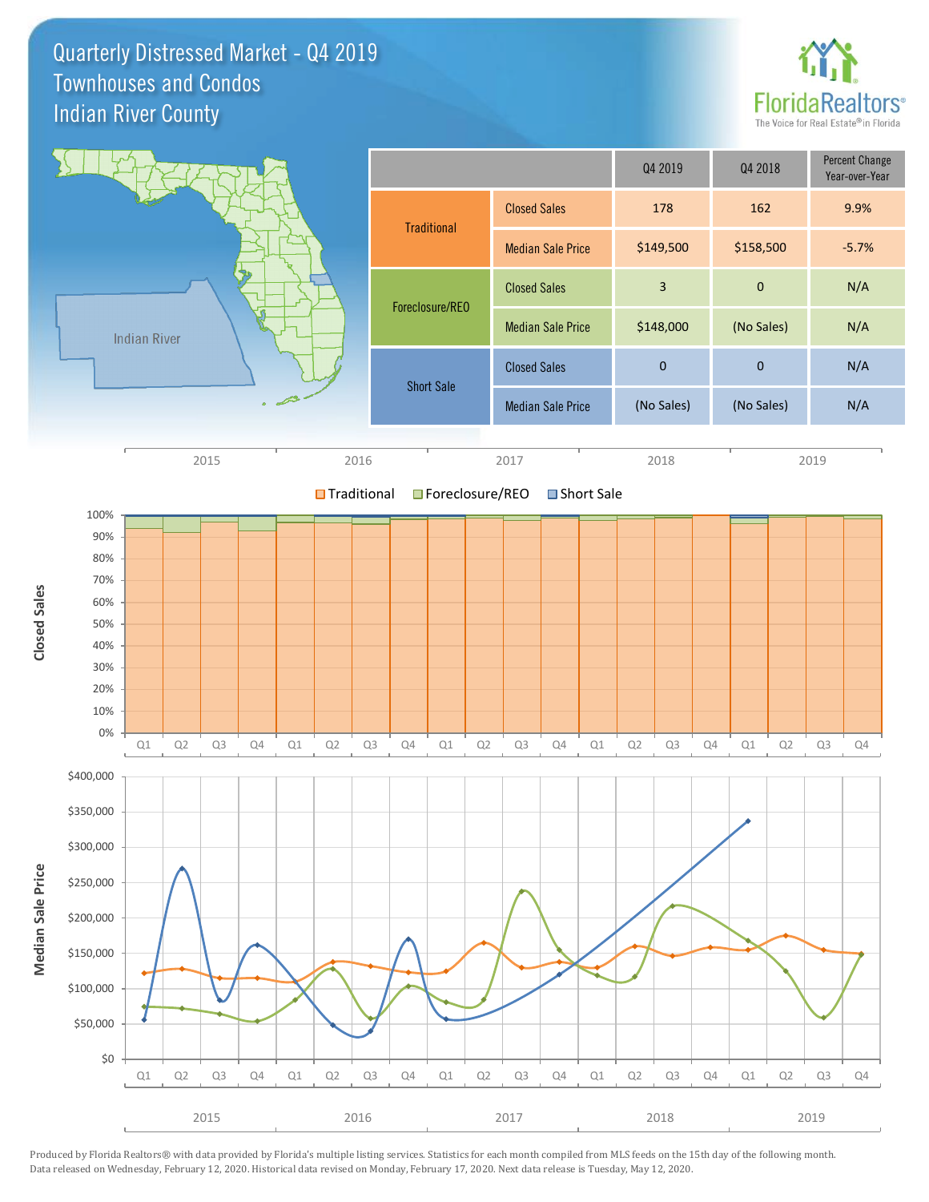# Quarterly Distressed Market - Q4 2019
## Townhouses and Condos
## Indian River County

FloridaRealtors®
The Voice for Real Estate® in Florida

Indian River

| | | Q4 2019 | Q4 2018 | Percent Change Year-over-Year |
|---|---|---|---|---|
| Traditional | Closed Sales | 178 | 162 | 9.9% |
| | Median Sale Price | $149,500 | $158,500 | -5.7% |
| Foreclosure/REO | Closed Sales | 3 | 0 | N/A |
| | Median Sale Price | $148,000 | (No Sales) | N/A |
| Short Sale | Closed Sales | 0 | 0 | N/A |
| | Median Sale Price | (No Sales) | (No Sales) | N/A |

2015 2016 2017 2018 2019

Traditional Foreclosure/REO Short Sale

Closed Sales

100% 90% 80% 70% 60% 50% 40% 30% 20% 10% 0%

Q1 Q2 Q3 Q4 Q1 Q2 Q3 Q4 Q1 Q2 Q3 Q4 Q1 Q2 Q3 Q4 Q1 Q2 Q3 Q4

Median Sale Price

$400,000 $350,000 $300,000 $250,000 $200,000 $150,000 $100,000 $50,000 $0

Q1 Q2 Q3 Q4 Q1 Q2 Q3 Q4 Q1 Q2 Q3 Q4 Q1 Q2 Q3 Q4 Q1 Q2 Q3 Q4

2015 2016 2017 2018 2019

Produced by Florida Realtors® with data provided by Florida's multiple listing services. Statistics for each month compiled from MLS feeds on the 15th day of the following month. Data released on Wednesday, February 12, 2020. Historical data revised on Monday, February 17, 2020. Next data release is Tuesday, May 12, 2020.